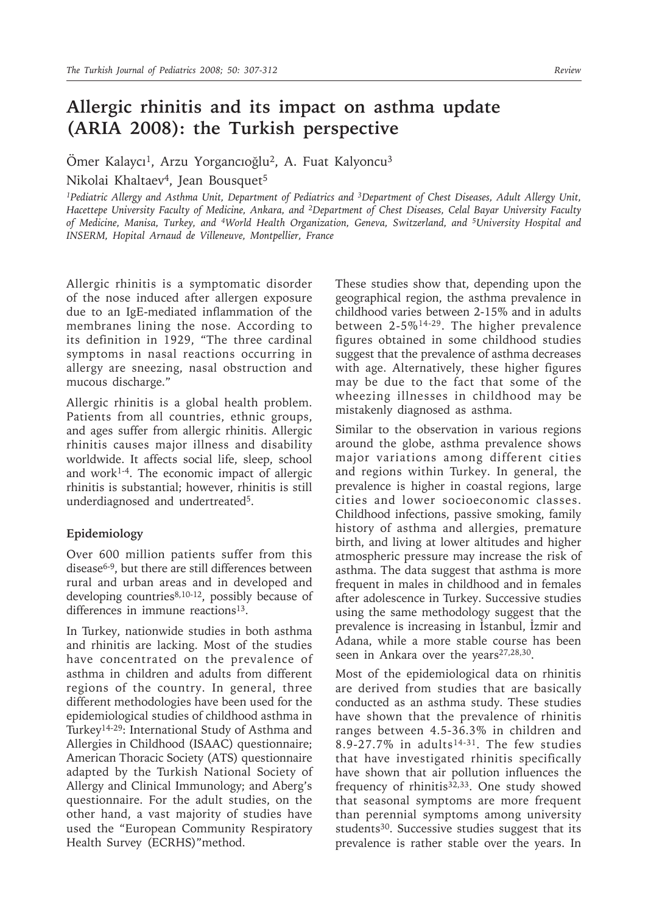# Allergic rhinitis and its impact on asthma update (ARIA 2008): the Turkish perspective

Ömer Kalaycı[1], Arzu Yorgancıoğlu[2], A. Fuat Kalyoncu[3]
Nikolai Khaltaev[4], Jean Bousquet[5]

*[1]Pediatric Allergy and Asthma Unit, Department of Pediatrics and [3]Department of Chest Diseases, Adult Allergy Unit, Hacettepe University Faculty of Medicine, Ankara, and [2]Department of Chest Diseases, Celal Bayar University Faculty of Medicine, Manisa, Turkey, and [4]World Health Organization, Geneva, Switzerland, and [5]University Hospital and INSERM, Hopital Arnaud de Villeneuve, Montpellier, France*

Allergic rhinitis is a symptomatic disorder of the nose induced after allergen exposure due to an IgE-mediated inflammation of the membranes lining the nose. According to its definition in 1929, "The three cardinal symptoms in nasal reactions occurring in allergy are sneezing, nasal obstruction and mucous discharge."

Allergic rhinitis is a global health problem. Patients from all countries, ethnic groups, and ages suffer from allergic rhinitis. Allergic rhinitis causes major illness and disability worldwide. It affects social life, sleep, school and work[1-4]. The economic impact of allergic rhinitis is substantial; however, rhinitis is still underdiagnosed and undertreated[5].

## Epidemiology

Over 600 million patients suffer from this disease[6-9], but there are still differences between rural and urban areas and in developed and developing countries[8,10-12], possibly because of differences in immune reactions[13].

In Turkey, nationwide studies in both asthma and rhinitis are lacking. Most of the studies have concentrated on the prevalence of asthma in children and adults from different regions of the country. In general, three different methodologies have been used for the epidemiological studies of childhood asthma in Turkey[14-29]: International Study of Asthma and Allergies in Childhood (ISAAC) questionnaire; American Thoracic Society (ATS) questionnaire adapted by the Turkish National Society of Allergy and Clinical Immunology; and Aberg's questionnaire. For the adult studies, on the other hand, a vast majority of studies have used the "European Community Respiratory Health Survey (ECRHS)"method.

These studies show that, depending upon the geographical region, the asthma prevalence in childhood varies between 2-15% and in adults between 2-5%[14-29]. The higher prevalence figures obtained in some childhood studies suggest that the prevalence of asthma decreases with age. Alternatively, these higher figures may be due to the fact that some of the wheezing illnesses in childhood may be mistakenly diagnosed as asthma.

Similar to the observation in various regions around the globe, asthma prevalence shows major variations among different cities and regions within Turkey. In general, the prevalence is higher in coastal regions, large cities and lower socioeconomic classes. Childhood infections, passive smoking, family history of asthma and allergies, premature birth, and living at lower altitudes and higher atmospheric pressure may increase the risk of asthma. The data suggest that asthma is more frequent in males in childhood and in females after adolescence in Turkey. Successive studies using the same methodology suggest that the prevalence is increasing in İstanbul, İzmir and Adana, while a more stable course has been seen in Ankara over the years[27,28,30].

Most of the epidemiological data on rhinitis are derived from studies that are basically conducted as an asthma study. These studies have shown that the prevalence of rhinitis ranges between 4.5-36.3% in children and 8.9-27.7% in adults[14-31]. The few studies that have investigated rhinitis specifically have shown that air pollution influences the frequency of rhinitis[32,33]. One study showed that seasonal symptoms are more frequent than perennial symptoms among university students[30]. Successive studies suggest that its prevalence is rather stable over the years. In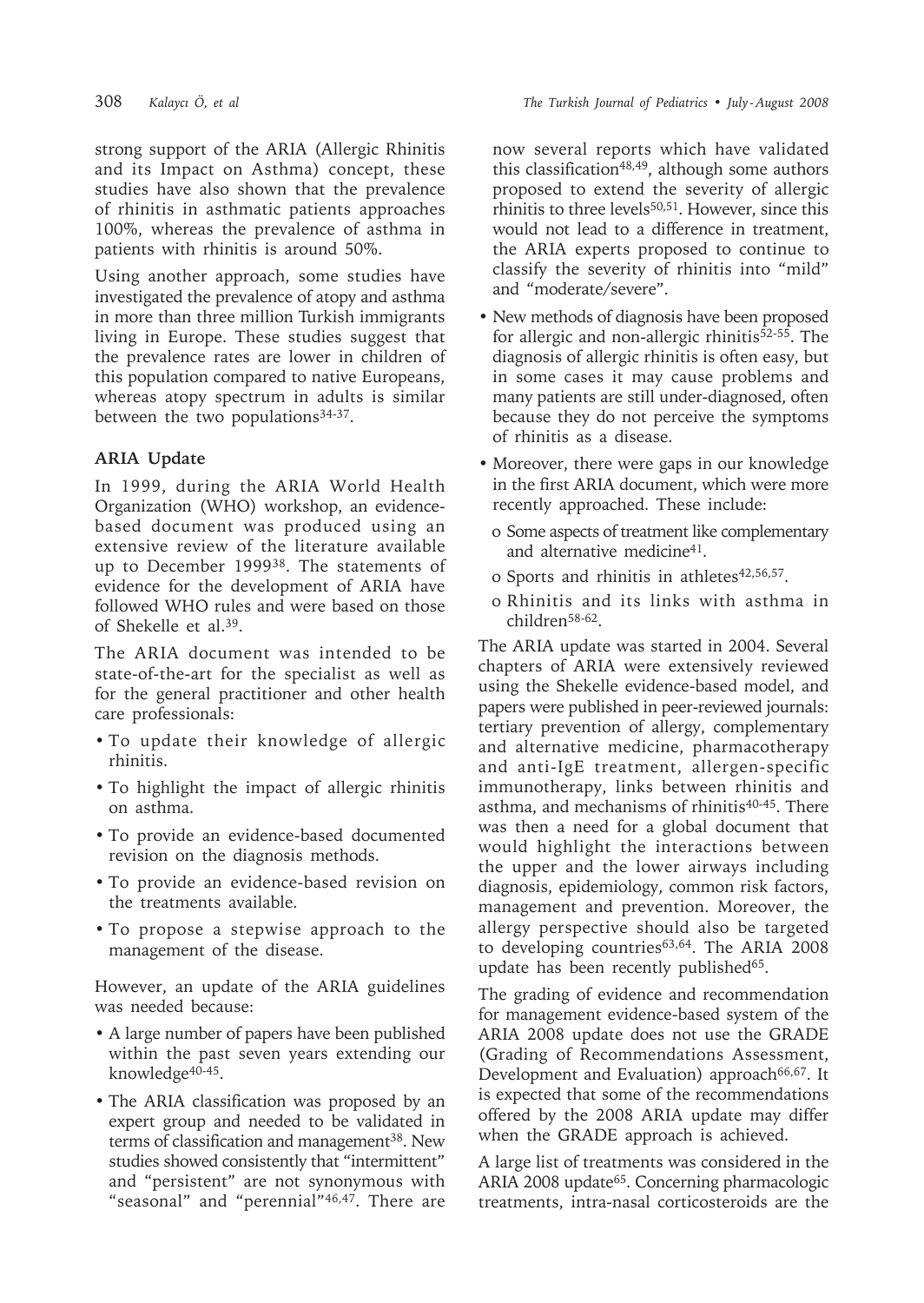strong support of the ARIA (Allergic Rhinitis and its Impact on Asthma) concept, these studies have also shown that the prevalence of rhinitis in asthmatic patients approaches 100%, whereas the prevalence of asthma in patients with rhinitis is around 50%.

Using another approach, some studies have investigated the prevalence of atopy and asthma in more than three million Turkish immigrants living in Europe. These studies suggest that the prevalence rates are lower in children of this population compared to native Europeans, whereas atopy spectrum in adults is similar between the two populations[34-37].

## ARIA Update

In 1999, during the ARIA World Health Organization (WHO) workshop, an evidence-based document was produced using an extensive review of the literature available up to December 1999[38]. The statements of evidence for the development of ARIA have followed WHO rules and were based on those of Shekelle et al.[39].

The ARIA document was intended to be state-of-the-art for the specialist as well as for the general practitioner and other health care professionals:

- To update their knowledge of allergic rhinitis.
- To highlight the impact of allergic rhinitis on asthma.
- To provide an evidence-based documented revision on the diagnosis methods.
- To provide an evidence-based revision on the treatments available.
- To propose a stepwise approach to the management of the disease.

However, an update of the ARIA guidelines was needed because:

- A large number of papers have been published within the past seven years extending our knowledge[40-45].
- The ARIA classification was proposed by an expert group and needed to be validated in terms of classification and management[38]. New studies showed consistently that "intermittent" and "persistent" are not synonymous with "seasonal" and "perennial"[46,47]. There are now several reports which have validated this classification[48,49], although some authors proposed to extend the severity of allergic rhinitis to three levels[50,51]. However, since this would not lead to a difference in treatment, the ARIA experts proposed to continue to classify the severity of rhinitis into "mild" and "moderate/severe".
- New methods of diagnosis have been proposed for allergic and non-allergic rhinitis[52-55]. The diagnosis of allergic rhinitis is often easy, but in some cases it may cause problems and many patients are still under-diagnosed, often because they do not perceive the symptoms of rhinitis as a disease.
- Moreover, there were gaps in our knowledge in the first ARIA document, which were more recently approached. These include:
  - Some aspects of treatment like complementary and alternative medicine[41].
  - Sports and rhinitis in athletes[42,56,57].
  - Rhinitis and its links with asthma in children[58-62].

The ARIA update was started in 2004. Several chapters of ARIA were extensively reviewed using the Shekelle evidence-based model, and papers were published in peer-reviewed journals: tertiary prevention of allergy, complementary and alternative medicine, pharmacotherapy and anti-IgE treatment, allergen-specific immunotherapy, links between rhinitis and asthma, and mechanisms of rhinitis[40-45]. There was then a need for a global document that would highlight the interactions between the upper and the lower airways including diagnosis, epidemiology, common risk factors, management and prevention. Moreover, the allergy perspective should also be targeted to developing countries[63,64]. The ARIA 2008 update has been recently published[65].

The grading of evidence and recommendation for management evidence-based system of the ARIA 2008 update does not use the GRADE (Grading of Recommendations Assessment, Development and Evaluation) approach[66,67]. It is expected that some of the recommendations offered by the 2008 ARIA update may differ when the GRADE approach is achieved.

A large list of treatments was considered in the ARIA 2008 update[65]. Concerning pharmacologic treatments, intra-nasal corticosteroids are the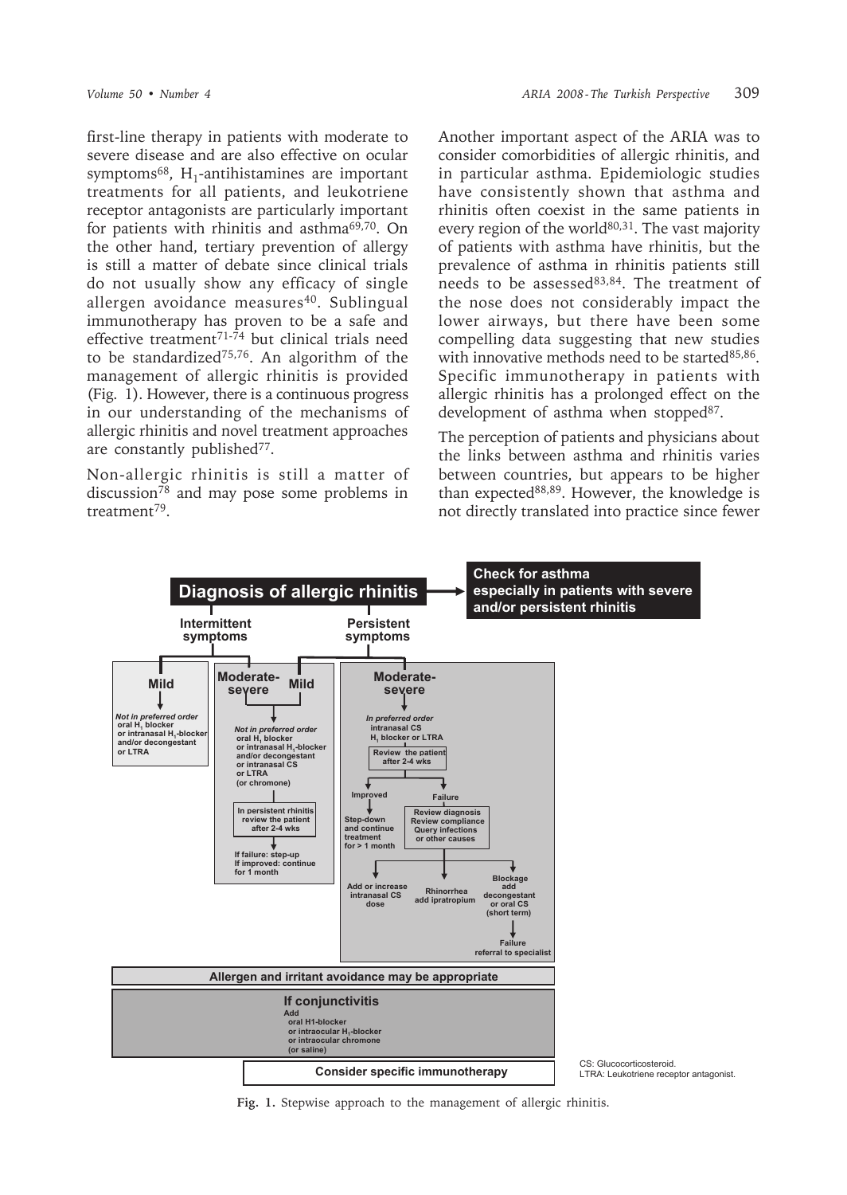first-line therapy in patients with moderate to severe disease and are also effective on ocular symptoms[68], $H_1$-antihistamines are important treatments for all patients, and leukotriene receptor antagonists are particularly important for patients with rhinitis and asthma[69,70]. On the other hand, tertiary prevention of allergy is still a matter of debate since clinical trials do not usually show any efficacy of single allergen avoidance measures[40]. Sublingual immunotherapy has proven to be a safe and effective treatment[71-74] but clinical trials need to be standardized[75,76]. An algorithm of the management of allergic rhinitis is provided (Fig. 1). However, there is a continuous progress in our understanding of the mechanisms of allergic rhinitis and novel treatment approaches are constantly published[77].

Non-allergic rhinitis is still a matter of discussion[78] and may pose some problems in treatment[79].

Another important aspect of the ARIA was to consider comorbidities of allergic rhinitis, and in particular asthma. Epidemiologic studies have consistently shown that asthma and rhinitis often coexist in the same patients in every region of the world[80,31]. The vast majority of patients with asthma have rhinitis, but the prevalence of asthma in rhinitis patients still needs to be assessed[83,84]. The treatment of the nose does not considerably impact the lower airways, but there have been some compelling data suggesting that new studies with innovative methods need to be started[85,86]. Specific immunotherapy in patients with allergic rhinitis has a prolonged effect on the development of asthma when stopped[87].

The perception of patients and physicians about the links between asthma and rhinitis varies between countries, but appears to be higher than expected[88,89]. However, the knowledge is not directly translated into practice since fewer

**Diagnosis of allergic rhinitis** → **Check for asthma especially in patients with severe and/or persistent rhinitis**

**Intermittent symptoms**

- **Mild**: *Not in preferred order* oral $H_1$ blocker or intranasal $H_1$-blocker and/or decongestant or LTRA
- **Moderate-severe** (intermittent) / **Mild** (persistent): *Not in preferred order* oral $H_1$ blocker or intranasal $H_1$-blocker and/or decongestant or intranasal CS or LTRA (or chromone)
  - In persistent rhinitis review the patient after 2-4 wks
  - If failure: step-up; If improved: continue for 1 month

**Persistent symptoms**

- **Moderate-severe**: *In preferred order* intranasal CS, $H_1$ blocker or LTRA
  - Review the patient after 2-4 wks
    - Improved → Step-down and continue treatment for > 1 month
    - Failure → Review diagnosis, Review compliance, Query infections or other causes
      - Add or increase intranasal CS dose
      - Rhinorrhea add ipratropium
      - Blockage add decongestant or oral CS (short term) → Failure referral to specialist

**Allergen and irritant avoidance may be appropriate**

**If conjunctivitis** Add oral H1-blocker or intraocular $H_1$-blocker or intraocular chromone (or saline)

**Consider specific immunotherapy**

CS: Glucocorticosteroid.
LTRA: Leukotriene receptor antagonist.

**Fig. 1.** Stepwise approach to the management of allergic rhinitis.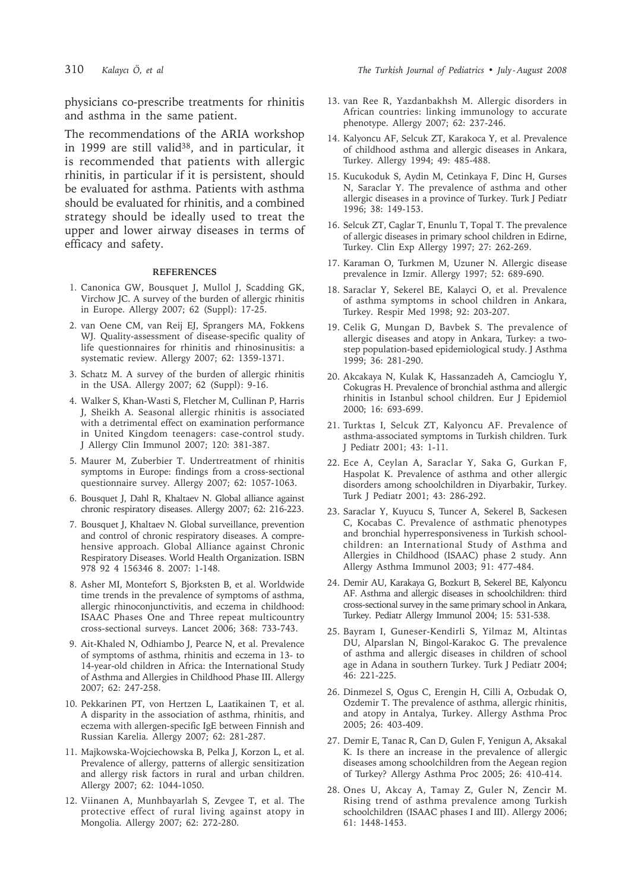physicians co-prescribe treatments for rhinitis and asthma in the same patient.

The recommendations of the ARIA workshop in 1999 are still valid[38], and in particular, it is recommended that patients with allergic rhinitis, in particular if it is persistent, should be evaluated for asthma. Patients with asthma should be evaluated for rhinitis, and a combined strategy should be ideally used to treat the upper and lower airway diseases in terms of efficacy and safety.

## REFERENCES

1. Canonica GW, Bousquet J, Mullol J, Scadding GK, Virchow JC. A survey of the burden of allergic rhinitis in Europe. Allergy 2007; 62 (Suppl): 17-25.
2. van Oene CM, van Reij EJ, Sprangers MA, Fokkens WJ. Quality-assessment of disease-specific quality of life questionnaires for rhinitis and rhinosinusitis: a systematic review. Allergy 2007; 62: 1359-1371.
3. Schatz M. A survey of the burden of allergic rhinitis in the USA. Allergy 2007; 62 (Suppl): 9-16.
4. Walker S, Khan-Wasti S, Fletcher M, Cullinan P, Harris J, Sheikh A. Seasonal allergic rhinitis is associated with a detrimental effect on examination performance in United Kingdom teenagers: case-control study. J Allergy Clin Immunol 2007; 120: 381-387.
5. Maurer M, Zuberbier T. Undertreatment of rhinitis symptoms in Europe: findings from a cross-sectional questionnaire survey. Allergy 2007; 62: 1057-1063.
6. Bousquet J, Dahl R, Khaltaev N. Global alliance against chronic respiratory diseases. Allergy 2007; 62: 216-223.
7. Bousquet J, Khaltaev N. Global surveillance, prevention and control of chronic respiratory diseases. A comprehensive approach. Global Alliance against Chronic Respiratory Diseases. World Health Organization. ISBN 978 92 4 156346 8. 2007: 1-148.
8. Asher MI, Montefort S, Bjorksten B, et al. Worldwide time trends in the prevalence of symptoms of asthma, allergic rhinoconjunctivitis, and eczema in childhood: ISAAC Phases One and Three repeat multicountry cross-sectional surveys. Lancet 2006; 368: 733-743.
9. Ait-Khaled N, Odhiambo J, Pearce N, et al. Prevalence of symptoms of asthma, rhinitis and eczema in 13- to 14-year-old children in Africa: the International Study of Asthma and Allergies in Childhood Phase III. Allergy 2007; 62: 247-258.
10. Pekkarinen PT, von Hertzen L, Laatikainen T, et al. A disparity in the association of asthma, rhinitis, and eczema with allergen-specific IgE between Finnish and Russian Karelia. Allergy 2007; 62: 281-287.
11. Majkowska-Wojciechowska B, Pelka J, Korzon L, et al. Prevalence of allergy, patterns of allergic sensitization and allergy risk factors in rural and urban children. Allergy 2007; 62: 1044-1050.
12. Viinanen A, Munhbayarlah S, Zevgee T, et al. The protective effect of rural living against atopy in Mongolia. Allergy 2007; 62: 272-280.
13. van Ree R, Yazdanbakhsh M. Allergic disorders in African countries: linking immunology to accurate phenotype. Allergy 2007; 62: 237-246.
14. Kalyoncu AF, Selcuk ZT, Karakoca Y, et al. Prevalence of childhood asthma and allergic diseases in Ankara, Turkey. Allergy 1994; 49: 485-488.
15. Kucukoduk S, Aydin M, Cetinkaya F, Dinc H, Gurses N, Saraclar Y. The prevalence of asthma and other allergic diseases in a province of Turkey. Turk J Pediatr 1996; 38: 149-153.
16. Selcuk ZT, Caglar T, Enunlu T, Topal T. The prevalence of allergic diseases in primary school children in Edirne, Turkey. Clin Exp Allergy 1997; 27: 262-269.
17. Karaman O, Turkmen M, Uzuner N. Allergic disease prevalence in Izmir. Allergy 1997; 52: 689-690.
18. Saraclar Y, Sekerel BE, Kalayci O, et al. Prevalence of asthma symptoms in school children in Ankara, Turkey. Respir Med 1998; 92: 203-207.
19. Celik G, Mungan D, Bavbek S. The prevalence of allergic diseases and atopy in Ankara, Turkey: a two-step population-based epidemiological study. J Asthma 1999; 36: 281-290.
20. Akcakaya N, Kulak K, Hassanzadeh A, Camcioglu Y, Cokugras H. Prevalence of bronchial asthma and allergic rhinitis in Istanbul school children. Eur J Epidemiol 2000; 16: 693-699.
21. Turktas I, Selcuk ZT, Kalyoncu AF. Prevalence of asthma-associated symptoms in Turkish children. Turk J Pediatr 2001; 43: 1-11.
22. Ece A, Ceylan A, Saraclar Y, Saka G, Gurkan F, Haspolat K. Prevalence of asthma and other allergic disorders among schoolchildren in Diyarbakir, Turkey. Turk J Pediatr 2001; 43: 286-292.
23. Saraclar Y, Kuyucu S, Tuncer A, Sekerel B, Sackesen C, Kocabas C. Prevalence of asthmatic phenotypes and bronchial hyperresponsiveness in Turkish schoolchildren: an International Study of Asthma and Allergies in Childhood (ISAAC) phase 2 study. Ann Allergy Asthma Immunol 2003; 91: 477-484.
24. Demir AU, Karakaya G, Bozkurt B, Sekerel BE, Kalyoncu AF. Asthma and allergic diseases in schoolchildren: third cross-sectional survey in the same primary school in Ankara, Turkey. Pediatr Allergy Immunol 2004; 15: 531-538.
25. Bayram I, Guneser-Kendirli S, Yilmaz M, Altintas DU, Alparslan N, Bingol-Karakoc G. The prevalence of asthma and allergic diseases in children of school age in Adana in southern Turkey. Turk J Pediatr 2004; 46: 221-225.
26. Dinmezel S, Ogus C, Erengin H, Cilli A, Ozbudak O, Ozdemir T. The prevalence of asthma, allergic rhinitis, and atopy in Antalya, Turkey. Allergy Asthma Proc 2005; 26: 403-409.
27. Demir E, Tanac R, Can D, Gulen F, Yenigun A, Aksakal K. Is there an increase in the prevalence of allergic diseases among schoolchildren from the Aegean region of Turkey? Allergy Asthma Proc 2005; 26: 410-414.
28. Ones U, Akcay A, Tamay Z, Guler N, Zencir M. Rising trend of asthma prevalence among Turkish schoolchildren (ISAAC phases I and III). Allergy 2006; 61: 1448-1453.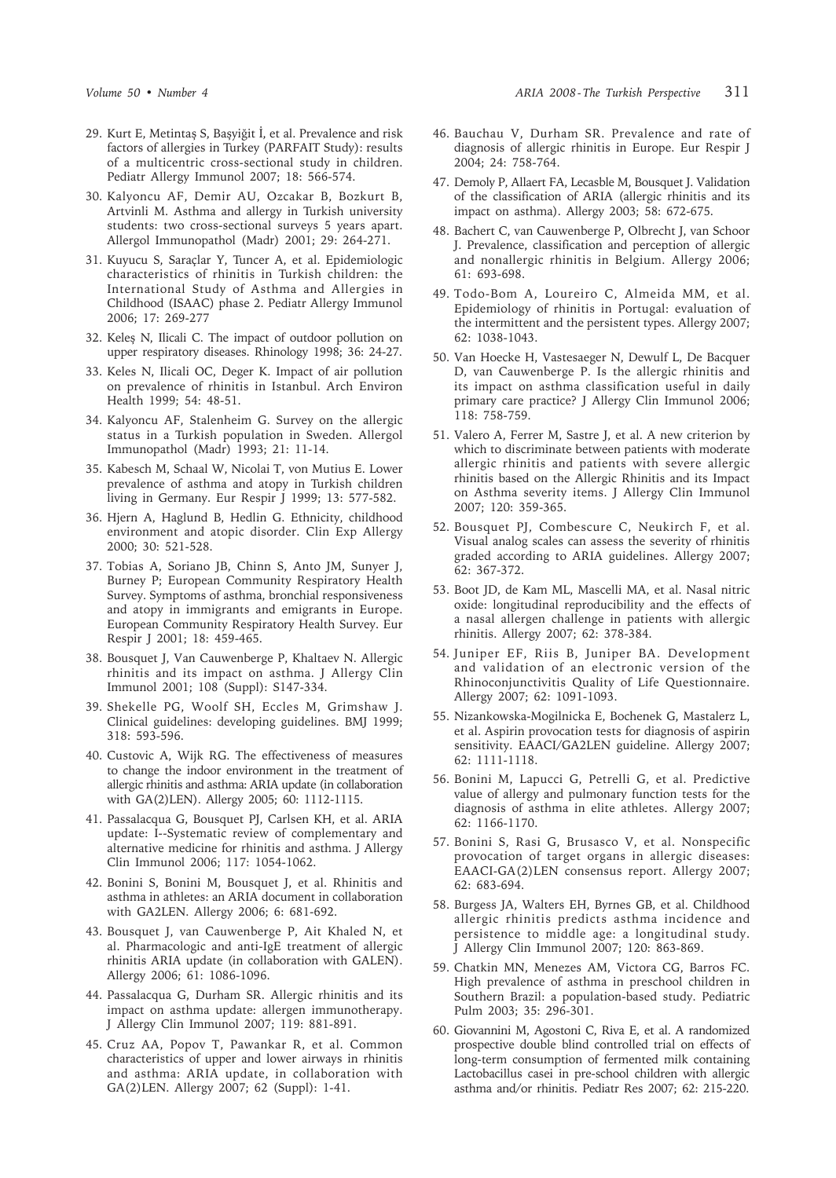29. Kurt E, Metintaş S, Başyiğit İ, et al. Prevalence and risk factors of allergies in Turkey (PARFAIT Study): results of a multicentric cross-sectional study in children. Pediatr Allergy Immunol 2007; 18: 566-574.
30. Kalyoncu AF, Demir AU, Ozcakar B, Bozkurt B, Artvinli M. Asthma and allergy in Turkish university students: two cross-sectional surveys 5 years apart. Allergol Immunopathol (Madr) 2001; 29: 264-271.
31. Kuyucu S, Saraçlar Y, Tuncer A, et al. Epidemiologic characteristics of rhinitis in Turkish children: the International Study of Asthma and Allergies in Childhood (ISAAC) phase 2. Pediatr Allergy Immunol 2006; 17: 269-277
32. Keleş N, Ilicali C. The impact of outdoor pollution on upper respiratory diseases. Rhinology 1998; 36: 24-27.
33. Keles N, Ilicali OC, Deger K. Impact of air pollution on prevalence of rhinitis in Istanbul. Arch Environ Health 1999; 54: 48-51.
34. Kalyoncu AF, Stalenheim G. Survey on the allergic status in a Turkish population in Sweden. Allergol Immunopathol (Madr) 1993; 21: 11-14.
35. Kabesch M, Schaal W, Nicolai T, von Mutius E. Lower prevalence of asthma and atopy in Turkish children living in Germany. Eur Respir J 1999; 13: 577-582.
36. Hjern A, Haglund B, Hedlin G. Ethnicity, childhood environment and atopic disorder. Clin Exp Allergy 2000; 30: 521-528.
37. Tobias A, Soriano JB, Chinn S, Anto JM, Sunyer J, Burney P; European Community Respiratory Health Survey. Symptoms of asthma, bronchial responsiveness and atopy in immigrants and emigrants in Europe. European Community Respiratory Health Survey. Eur Respir J 2001; 18: 459-465.
38. Bousquet J, Van Cauwenberge P, Khaltaev N. Allergic rhinitis and its impact on asthma. J Allergy Clin Immunol 2001; 108 (Suppl): S147-334.
39. Shekelle PG, Woolf SH, Eccles M, Grimshaw J. Clinical guidelines: developing guidelines. BMJ 1999; 318: 593-596.
40. Custovic A, Wijk RG. The effectiveness of measures to change the indoor environment in the treatment of allergic rhinitis and asthma: ARIA update (in collaboration with GA(2)LEN). Allergy 2005; 60: 1112-1115.
41. Passalacqua G, Bousquet PJ, Carlsen KH, et al. ARIA update: I--Systematic review of complementary and alternative medicine for rhinitis and asthma. J Allergy Clin Immunol 2006; 117: 1054-1062.
42. Bonini S, Bonini M, Bousquet J, et al. Rhinitis and asthma in athletes: an ARIA document in collaboration with GA2LEN. Allergy 2006; 6: 681-692.
43. Bousquet J, van Cauwenberge P, Ait Khaled N, et al. Pharmacologic and anti-IgE treatment of allergic rhinitis ARIA update (in collaboration with GALEN). Allergy 2006; 61: 1086-1096.
44. Passalacqua G, Durham SR. Allergic rhinitis and its impact on asthma update: allergen immunotherapy. J Allergy Clin Immunol 2007; 119: 881-891.
45. Cruz AA, Popov T, Pawankar R, et al. Common characteristics of upper and lower airways in rhinitis and asthma: ARIA update, in collaboration with GA(2)LEN. Allergy 2007; 62 (Suppl): 1-41.
46. Bauchau V, Durham SR. Prevalence and rate of diagnosis of allergic rhinitis in Europe. Eur Respir J 2004; 24: 758-764.
47. Demoly P, Allaert FA, Lecasble M, Bousquet J. Validation of the classification of ARIA (allergic rhinitis and its impact on asthma). Allergy 2003; 58: 672-675.
48. Bachert C, van Cauwenberge P, Olbrecht J, van Schoor J. Prevalence, classification and perception of allergic and nonallergic rhinitis in Belgium. Allergy 2006; 61: 693-698.
49. Todo-Bom A, Loureiro C, Almeida MM, et al. Epidemiology of rhinitis in Portugal: evaluation of the intermittent and the persistent types. Allergy 2007; 62: 1038-1043.
50. Van Hoecke H, Vastesaeger N, Dewulf L, De Bacquer D, van Cauwenberge P. Is the allergic rhinitis and its impact on asthma classification useful in daily primary care practice? J Allergy Clin Immunol 2006; 118: 758-759.
51. Valero A, Ferrer M, Sastre J, et al. A new criterion by which to discriminate between patients with moderate allergic rhinitis and patients with severe allergic rhinitis based on the Allergic Rhinitis and its Impact on Asthma severity items. J Allergy Clin Immunol 2007; 120: 359-365.
52. Bousquet PJ, Combescure C, Neukirch F, et al. Visual analog scales can assess the severity of rhinitis graded according to ARIA guidelines. Allergy 2007; 62: 367-372.
53. Boot JD, de Kam ML, Mascelli MA, et al. Nasal nitric oxide: longitudinal reproducibility and the effects of a nasal allergen challenge in patients with allergic rhinitis. Allergy 2007; 62: 378-384.
54. Juniper EF, Riis B, Juniper BA. Development and validation of an electronic version of the Rhinoconjunctivitis Quality of Life Questionnaire. Allergy 2007; 62: 1091-1093.
55. Nizankowska-Mogilnicka E, Bochenek G, Mastalerz L, et al. Aspirin provocation tests for diagnosis of aspirin sensitivity. EAACI/GA2LEN guideline. Allergy 2007; 62: 1111-1118.
56. Bonini M, Lapucci G, Petrelli G, et al. Predictive value of allergy and pulmonary function tests for the diagnosis of asthma in elite athletes. Allergy 2007; 62: 1166-1170.
57. Bonini S, Rasi G, Brusasco V, et al. Nonspecific provocation of target organs in allergic diseases: EAACI-GA(2)LEN consensus report. Allergy 2007; 62: 683-694.
58. Burgess JA, Walters EH, Byrnes GB, et al. Childhood allergic rhinitis predicts asthma incidence and persistence to middle age: a longitudinal study. J Allergy Clin Immunol 2007; 120: 863-869.
59. Chatkin MN, Menezes AM, Victora CG, Barros FC. High prevalence of asthma in preschool children in Southern Brazil: a population-based study. Pediatric Pulm 2003; 35: 296-301.
60. Giovannini M, Agostoni C, Riva E, et al. A randomized prospective double blind controlled trial on effects of long-term consumption of fermented milk containing Lactobacillus casei in pre-school children with allergic asthma and/or rhinitis. Pediatr Res 2007; 62: 215-220.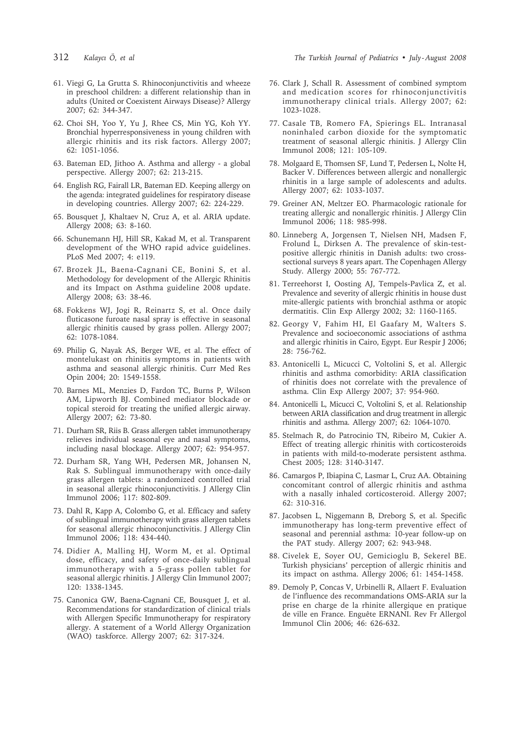61. Viegi G, La Grutta S. Rhinoconjunctivitis and wheeze in preschool children: a different relationship than in adults (United or Coexistent Airways Disease)? Allergy 2007; 62: 344-347.

62. Choi SH, Yoo Y, Yu J, Rhee CS, Min YG, Koh YY. Bronchial hyperresponsiveness in young children with allergic rhinitis and its risk factors. Allergy 2007; 62: 1051-1056.

63. Bateman ED, Jithoo A. Asthma and allergy - a global perspective. Allergy 2007; 62: 213-215.

64. English RG, Fairall LR, Bateman ED. Keeping allergy on the agenda: integrated guidelines for respiratory disease in developing countries. Allergy 2007; 62: 224-229.

65. Bousquet J, Khaltaev N, Cruz A, et al. ARIA update. Allergy 2008; 63: 8-160.

66. Schunemann HJ, Hill SR, Kakad M, et al. Transparent development of the WHO rapid advice guidelines. PLoS Med 2007; 4: e119.

67. Brozek JL, Baena-Cagnani CE, Bonini S, et al. Methodology for development of the Allergic Rhinitis and its Impact on Asthma guideline 2008 update. Allergy 2008; 63: 38-46.

68. Fokkens WJ, Jogi R, Reinartz S, et al. Once daily fluticasone furoate nasal spray is effective in seasonal allergic rhinitis caused by grass pollen. Allergy 2007; 62: 1078-1084.

69. Philip G, Nayak AS, Berger WE, et al. The effect of montelukast on rhinitis symptoms in patients with asthma and seasonal allergic rhinitis. Curr Med Res Opin 2004; 20: 1549-1558.

70. Barnes ML, Menzies D, Fardon TC, Burns P, Wilson AM, Lipworth BJ. Combined mediator blockade or topical steroid for treating the unified allergic airway. Allergy 2007; 62: 73-80.

71. Durham SR, Riis B. Grass allergen tablet immunotherapy relieves individual seasonal eye and nasal symptoms, including nasal blockage. Allergy 2007; 62: 954-957.

72. Durham SR, Yang WH, Pedersen MR, Johansen N, Rak S. Sublingual immunotherapy with once-daily grass allergen tablets: a randomized controlled trial in seasonal allergic rhinoconjunctivitis. J Allergy Clin Immunol 2006; 117: 802-809.

73. Dahl R, Kapp A, Colombo G, et al. Efficacy and safety of sublingual immunotherapy with grass allergen tablets for seasonal allergic rhinoconjunctivitis. J Allergy Clin Immunol 2006; 118: 434-440.

74. Didier A, Malling HJ, Worm M, et al. Optimal dose, efficacy, and safety of once-daily sublingual immunotherapy with a 5-grass pollen tablet for seasonal allergic rhinitis. J Allergy Clin Immunol 2007; 120: 1338-1345.

75. Canonica GW, Baena-Cagnani CE, Bousquet J, et al. Recommendations for standardization of clinical trials with Allergen Specific Immunotherapy for respiratory allergy. A statement of a World Allergy Organization (WAO) taskforce. Allergy 2007; 62: 317-324.

76. Clark J, Schall R. Assessment of combined symptom and medication scores for rhinoconjunctivitis immunotherapy clinical trials. Allergy 2007; 62: 1023-1028.

77. Casale TB, Romero FA, Spierings EL. Intranasal noninhaled carbon dioxide for the symptomatic treatment of seasonal allergic rhinitis. J Allergy Clin Immunol 2008; 121: 105-109.

78. Molgaard E, Thomsen SF, Lund T, Pedersen L, Nolte H, Backer V. Differences between allergic and nonallergic rhinitis in a large sample of adolescents and adults. Allergy 2007; 62: 1033-1037.

79. Greiner AN, Meltzer EO. Pharmacologic rationale for treating allergic and nonallergic rhinitis. J Allergy Clin Immunol 2006; 118: 985-998.

80. Linneberg A, Jorgensen T, Nielsen NH, Madsen F, Frolund L, Dirksen A. The prevalence of skin-test-positive allergic rhinitis in Danish adults: two cross-sectional surveys 8 years apart. The Copenhagen Allergy Study. Allergy 2000; 55: 767-772.

81. Terreehorst I, Oosting AJ, Tempels-Pavlica Z, et al. Prevalence and severity of allergic rhinitis in house dust mite-allergic patients with bronchial asthma or atopic dermatitis. Clin Exp Allergy 2002; 32: 1160-1165.

82. Georgy V, Fahim HI, El Gaafary M, Walters S. Prevalence and socioeconomic associations of asthma and allergic rhinitis in Cairo, Egypt. Eur Respir J 2006; 28: 756-762.

83. Antonicelli L, Micucci C, Voltolini S, et al. Allergic rhinitis and asthma comorbidity: ARIA classification of rhinitis does not correlate with the prevalence of asthma. Clin Exp Allergy 2007; 37: 954-960.

84. Antonicelli L, Micucci C, Voltolini S, et al. Relationship between ARIA classification and drug treatment in allergic rhinitis and asthma. Allergy 2007; 62: 1064-1070.

85. Stelmach R, do Patrocinio TN, Ribeiro M, Cukier A. Effect of treating allergic rhinitis with corticosteroids in patients with mild-to-moderate persistent asthma. Chest 2005; 128: 3140-3147.

86. Camargos P, Ibiapina C, Lasmar L, Cruz AA. Obtaining concomitant control of allergic rhinitis and asthma with a nasally inhaled corticosteroid. Allergy 2007; 62: 310-316.

87. Jacobsen L, Niggemann B, Dreborg S, et al. Specific immunotherapy has long-term preventive effect of seasonal and perennial asthma: 10-year follow-up on the PAT study. Allergy 2007; 62: 943-948.

88. Civelek E, Soyer OU, Gemicioglu B, Sekerel BE. Turkish physicians' perception of allergic rhinitis and its impact on asthma. Allergy 2006; 61: 1454-1458.

89. Demoly P, Concas V, Urbinelli R, Allaert F. Evaluation de l'influence des recommandations OMS-ARIA sur la prise en charge de la rhinite allergique en pratique de ville en France. Enguête ERNANI. Rev Fr Allergol Immunol Clin 2006; 46: 626-632.